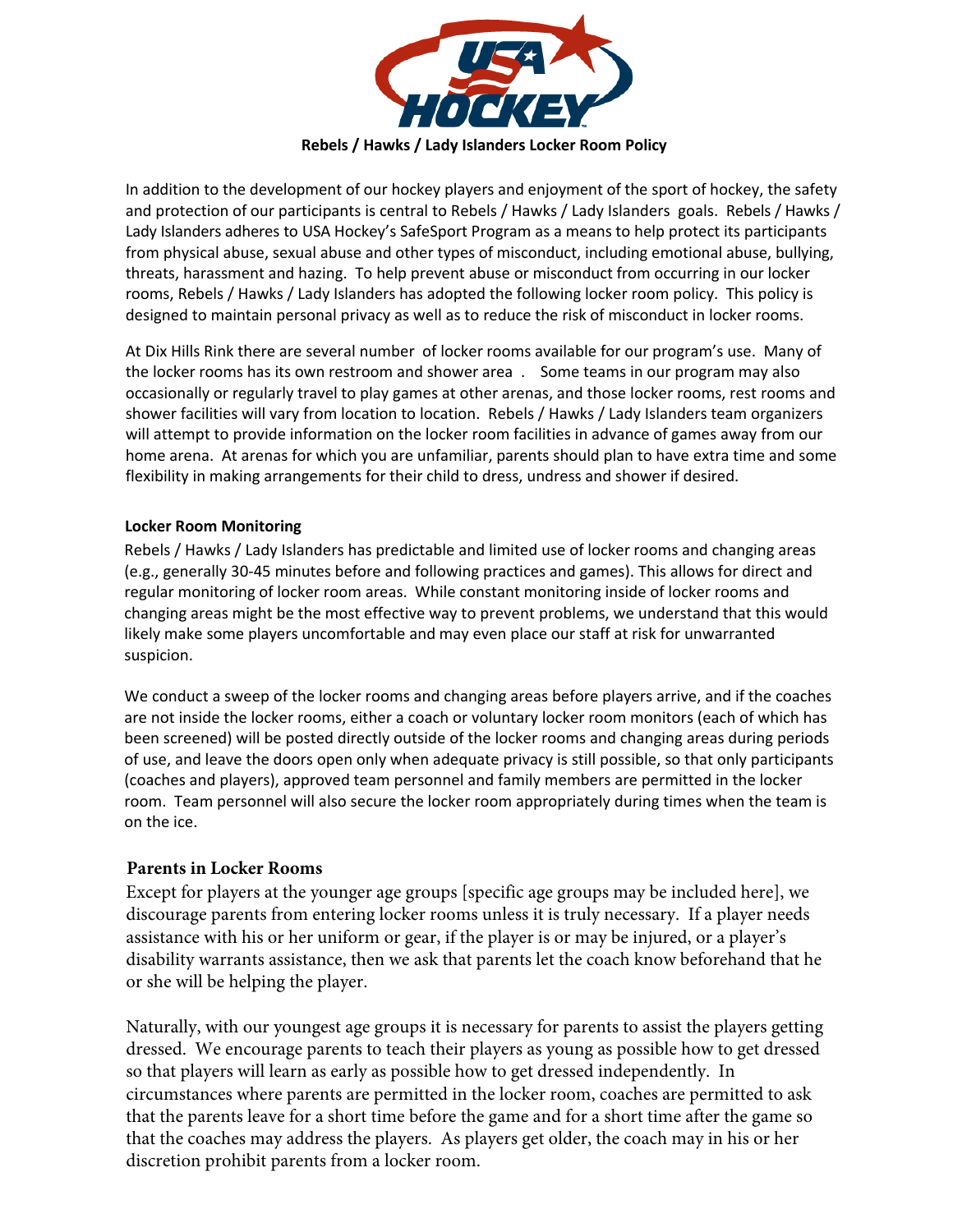**Rebels / Hawks / Lady Islanders Locker Room Policy**

In addition to the development of our hockey players and enjoyment of the sport of hockey, the safety and protection of our participants is central to Rebels / Hawks / Lady Islanders goals. Rebels / Hawks / Lady Islanders adheres to USA Hockey's SafeSport Program as a means to help protect its participants from physical abuse, sexual abuse and other types of misconduct, including emotional abuse, bullying, threats, harassment and hazing. To help prevent abuse or misconduct from occurring in our locker rooms, Rebels / Hawks / Lady Islanders has adopted the following locker room policy. This policy is designed to maintain personal privacy as well as to reduce the risk of misconduct in locker rooms.

At Dix Hills Rink there are several number of locker rooms available for our program's use. Many of the locker rooms has its own restroom and shower area . Some teams in our program may also occasionally or regularly travel to play games at other arenas, and those locker rooms, rest rooms and shower facilities will vary from location to location. Rebels / Hawks / Lady Islanders team organizers will attempt to provide information on the locker room facilities in advance of games away from our home arena. At arenas for which you are unfamiliar, parents should plan to have extra time and some flexibility in making arrangements for their child to dress, undress and shower if desired.

#### Locker Room Monitoring

Rebels / Hawks / Lady Islanders has predictable and limited use of locker rooms and changing areas (e.g., generally 30-45 minutes before and following practices and games). This allows for direct and regular monitoring of locker room areas. While constant monitoring inside of locker rooms and changing areas might be the most effective way to prevent problems, we understand that this would likely make some players uncomfortable and may even place our staff at risk for unwarranted suspicion.

We conduct a sweep of the locker rooms and changing areas before players arrive, and if the coaches are not inside the locker rooms, either a coach or voluntary locker room monitors (each of which has been screened) will be posted directly outside of the locker rooms and changing areas during periods of use, and leave the doors open only when adequate privacy is still possible, so that only participants (coaches and players), approved team personnel and family members are permitted in the locker room. Team personnel will also secure the locker room appropriately during times when the team is on the ice.

#### Parents in Locker Rooms

Except for players at the younger age groups [specific age groups may be included here], we discourage parents from entering locker rooms unless it is truly necessary. If a player needs assistance with his or her uniform or gear, if the player is or may be injured, or a player's disability warrants assistance, then we ask that parents let the coach know beforehand that he or she will be helping the player.

Naturally, with our youngest age groups it is necessary for parents to assist the players getting dressed. We encourage parents to teach their players as young as possible how to get dressed so that players will learn as early as possible how to get dressed independently. In circumstances where parents are permitted in the locker room, coaches are permitted to ask that the parents leave for a short time before the game and for a short time after the game so that the coaches may address the players. As players get older, the coach may in his or her discretion prohibit parents from a locker room.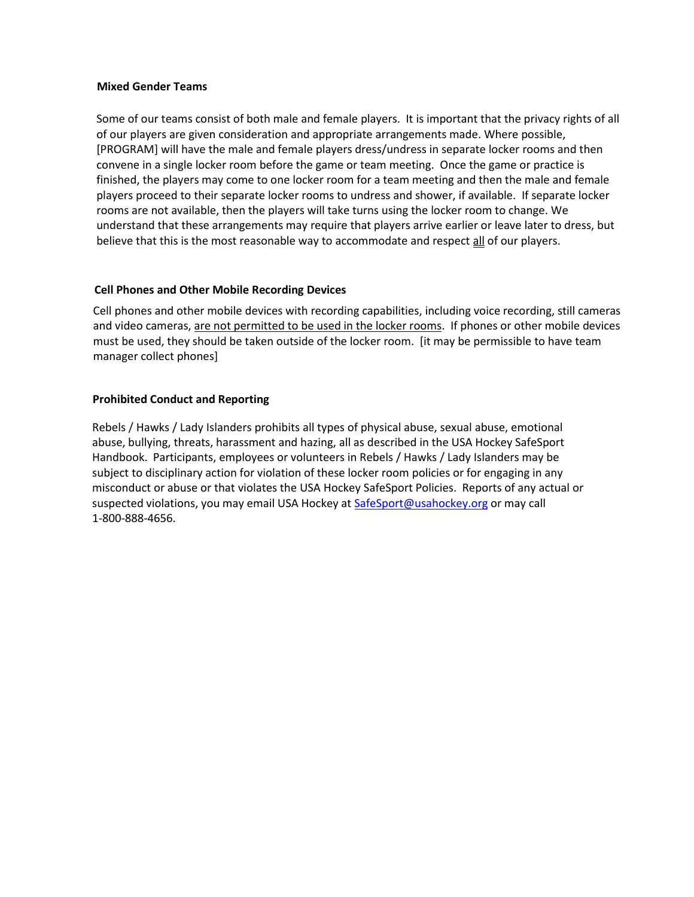### Mixed Gender Teams

Some of our teams consist of both male and female players. It is important that the privacy rights of all of our players are given consideration and appropriate arrangements made. Where possible, [PROGRAM] will have the male and female players dress/undress in separate locker rooms and then convene in a single locker room before the game or team meeting. Once the game or practice is finished, the players may come to one locker room for a team meeting and then the male and female players proceed to their separate locker rooms to undress and shower, if available. If separate locker rooms are not available, then the players will take turns using the locker room to change. We understand that these arrangements may require that players arrive earlier or leave later to dress, but believe that this is the most reasonable way to accommodate and respect <u>all</u> of our players.

### Cell Phones and Other Mobile Recording Devices

Cell phones and other mobile devices with recording capabilities, including voice recording, still cameras and video cameras, <u>are not permitted to be used in the locker rooms</u>. If phones or other mobile devices must be used, they should be taken outside of the locker room. [it may be permissible to have team manager collect phones]

### Prohibited Conduct and Reporting

Rebels / Hawks / Lady Islanders prohibits all types of physical abuse, sexual abuse, emotional abuse, bullying, threats, harassment and hazing, all as described in the USA Hockey SafeSport Handbook. Participants, employees or volunteers in Rebels / Hawks / Lady Islanders may be subject to disciplinary action for violation of these locker room policies or for engaging in any misconduct or abuse or that violates the USA Hockey SafeSport Policies. Reports of any actual or suspected violations, you may email USA Hockey at [SafeSport@usahockey.org](mailto:SafeSport@usahockey.org) or may call 1-800-888-4656.